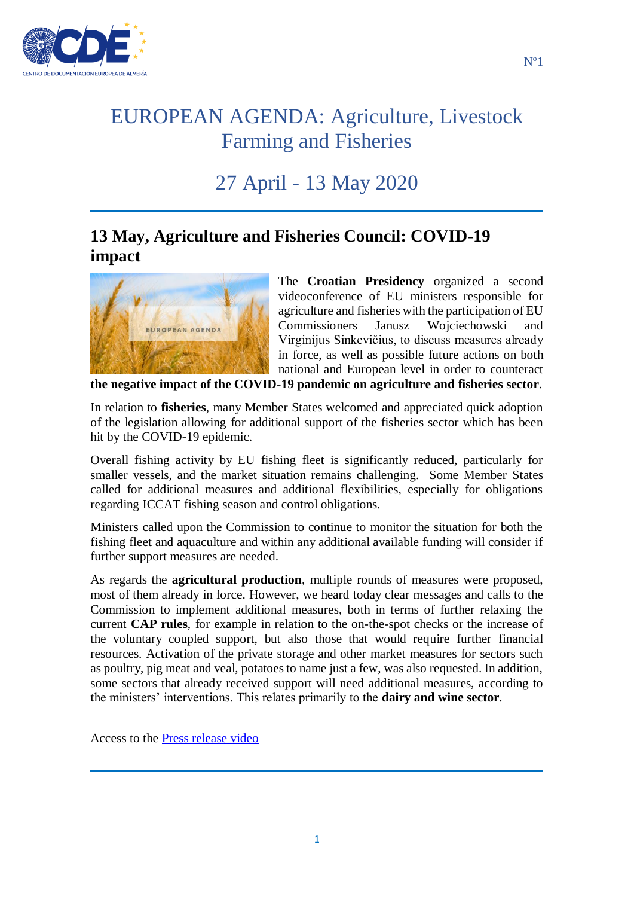Nº1

# EUROPEAN AGENDA: Agriculture, Livestock Farming and Fisheries

# 27 April - 13 May 2020

---

## 13 May, Agriculture and Fisheries Council: COVID-19 impact

The **Croatian Presidency** organized a second videoconference of EU ministers responsible for agriculture and fisheries with the participation of EU Commissioners Janusz Wojciechowski and Virginijus Sinkevičius, to discuss measures already in force, as well as possible future actions on both national and European level in order to counteract **the negative impact of the COVID-19 pandemic on agriculture and fisheries sector**.

In relation to **fisheries**, many Member States welcomed and appreciated quick adoption of the legislation allowing for additional support of the fisheries sector which has been hit by the COVID-19 epidemic.

Overall fishing activity by EU fishing fleet is significantly reduced, particularly for smaller vessels, and the market situation remains challenging. Some Member States called for additional measures and additional flexibilities, especially for obligations regarding ICCAT fishing season and control obligations.

Ministers called upon the Commission to continue to monitor the situation for both the fishing fleet and aquaculture and within any additional available funding will consider if further support measures are needed.

As regards the **agricultural production**, multiple rounds of measures were proposed, most of them already in force. However, we heard today clear messages and calls to the Commission to implement additional measures, both in terms of further relaxing the current **CAP rules**, for example in relation to the on-the-spot checks or the increase of the voluntary coupled support, but also those that would require further financial resources. Activation of the private storage and other market measures for sectors such as poultry, pig meat and veal, potatoes to name just a few, was also requested. In addition, some sectors that already received support will need additional measures, according to the ministers' interventions. This relates primarily to the **dairy and wine sector**.

Access to the [Press release video]

---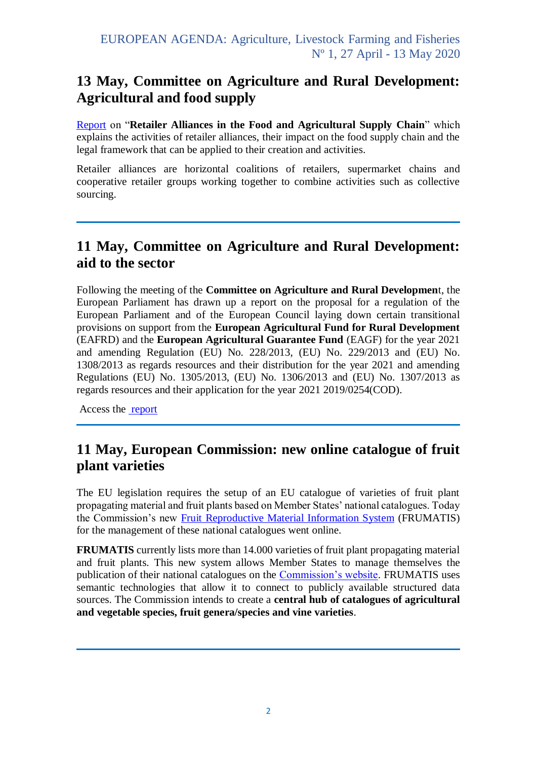## 13 May, Committee on Agriculture and Rural Development: Agricultural and food supply

Report on "**Retailer Alliances in the Food and Agricultural Supply Chain**" which explains the activities of retailer alliances, their impact on the food supply chain and the legal framework that can be applied to their creation and activities.

Retailer alliances are horizontal coalitions of retailers, supermarket chains and cooperative retailer groups working together to combine activities such as collective sourcing.

---

## 11 May, Committee on Agriculture and Rural Development: aid to the sector

Following the meeting of the **Committee on Agriculture and Rural Developmen**t, the European Parliament has drawn up a report on the proposal for a regulation of the European Parliament and of the European Council laying down certain transitional provisions on support from the **European Agricultural Fund for Rural Development** (EAFRD) and the **European Agricultural Guarantee Fund** (EAGF) for the year 2021 and amending Regulation (EU) No. 228/2013, (EU) No. 229/2013 and (EU) No. 1308/2013 as regards resources and their distribution for the year 2021 and amending Regulations (EU) No. 1305/2013, (EU) No. 1306/2013 and (EU) No. 1307/2013 as regards resources and their application for the year 2021 2019/0254(COD).

Access the report

---

## 11 May, European Commission: new online catalogue of fruit plant varieties

The EU legislation requires the setup of an EU catalogue of varieties of fruit plant propagating material and fruit plants based on Member States' national catalogues. Today the Commission's new Fruit Reproductive Material Information System (FRUMATIS) for the management of these national catalogues went online.

**FRUMATIS** currently lists more than 14.000 varieties of fruit plant propagating material and fruit plants. This new system allows Member States to manage themselves the publication of their national catalogues on the Commission's website. FRUMATIS uses semantic technologies that allow it to connect to publicly available structured data sources. The Commission intends to create a **central hub of catalogues of agricultural and vegetable species, fruit genera/species and vine varieties**.

---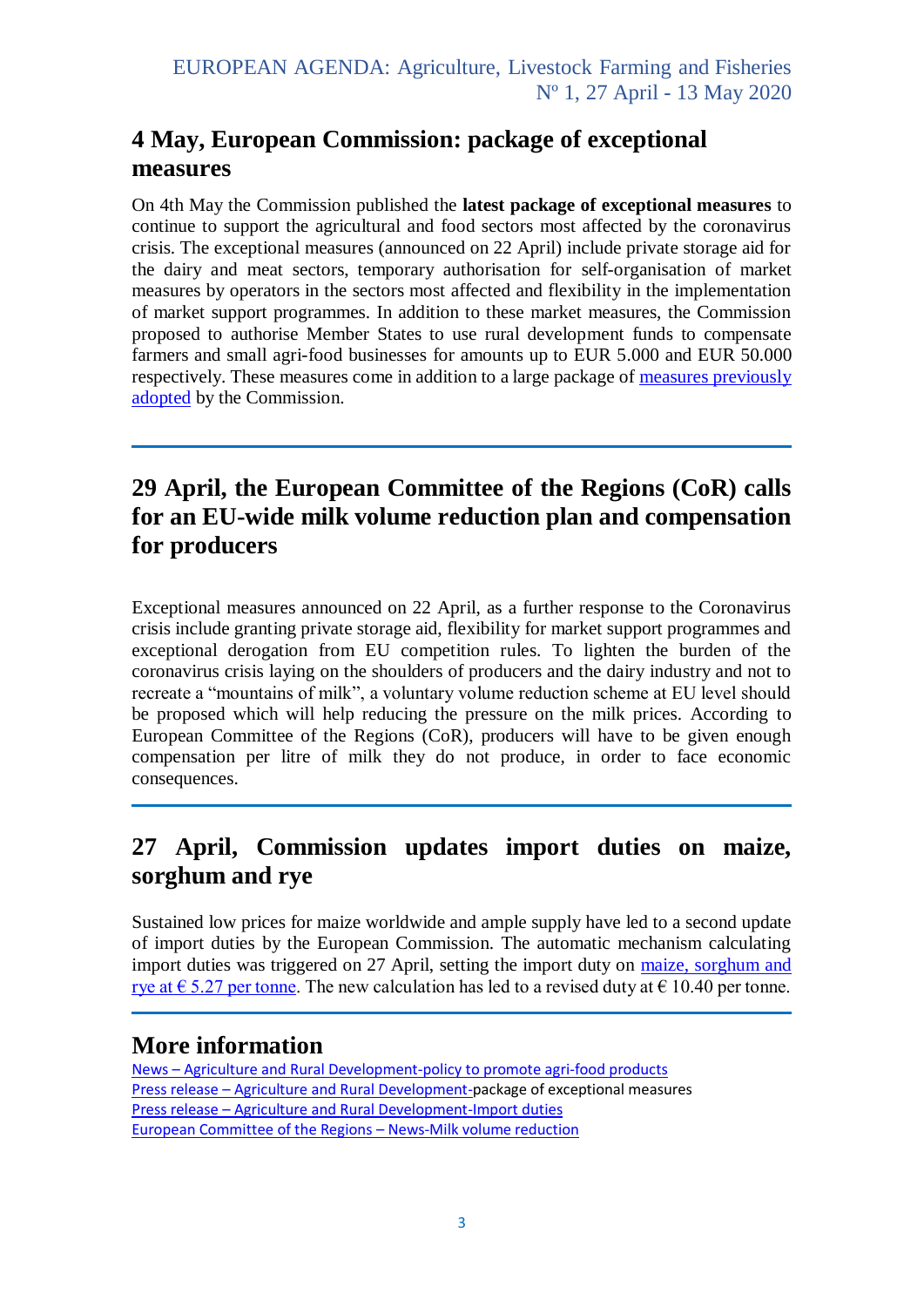## 4 May, European Commission: package of exceptional measures

On 4th May the Commission published the **latest package of exceptional measures** to continue to support the agricultural and food sectors most affected by the coronavirus crisis. The exceptional measures (announced on 22 April) include private storage aid for the dairy and meat sectors, temporary authorisation for self-organisation of market measures by operators in the sectors most affected and flexibility in the implementation of market support programmes. In addition to these market measures, the Commission proposed to authorise Member States to use rural development funds to compensate farmers and small agri-food businesses for amounts up to EUR 5.000 and EUR 50.000 respectively. These measures come in addition to a large package of measures previously adopted by the Commission.

## 29 April, the European Committee of the Regions (CoR) calls for an EU-wide milk volume reduction plan and compensation for producers

Exceptional measures announced on 22 April, as a further response to the Coronavirus crisis include granting private storage aid, flexibility for market support programmes and exceptional derogation from EU competition rules. To lighten the burden of the coronavirus crisis laying on the shoulders of producers and the dairy industry and not to recreate a "mountains of milk", a voluntary volume reduction scheme at EU level should be proposed which will help reducing the pressure on the milk prices. According to European Committee of the Regions (CoR), producers will have to be given enough compensation per litre of milk they do not produce, in order to face economic consequences.

## 27 April, Commission updates import duties on maize, sorghum and rye

Sustained low prices for maize worldwide and ample supply have led to a second update of import duties by the European Commission. The automatic mechanism calculating import duties was triggered on 27 April, setting the import duty on maize, sorghum and rye at € 5.27 per tonne. The new calculation has led to a revised duty at € 10.40 per tonne.

## More information

News – Agriculture and Rural Development-policy to promote agri-food products
Press release – Agriculture and Rural Development-package of exceptional measures
Press release – Agriculture and Rural Development-Import duties
European Committee of the Regions – News-Milk volume reduction